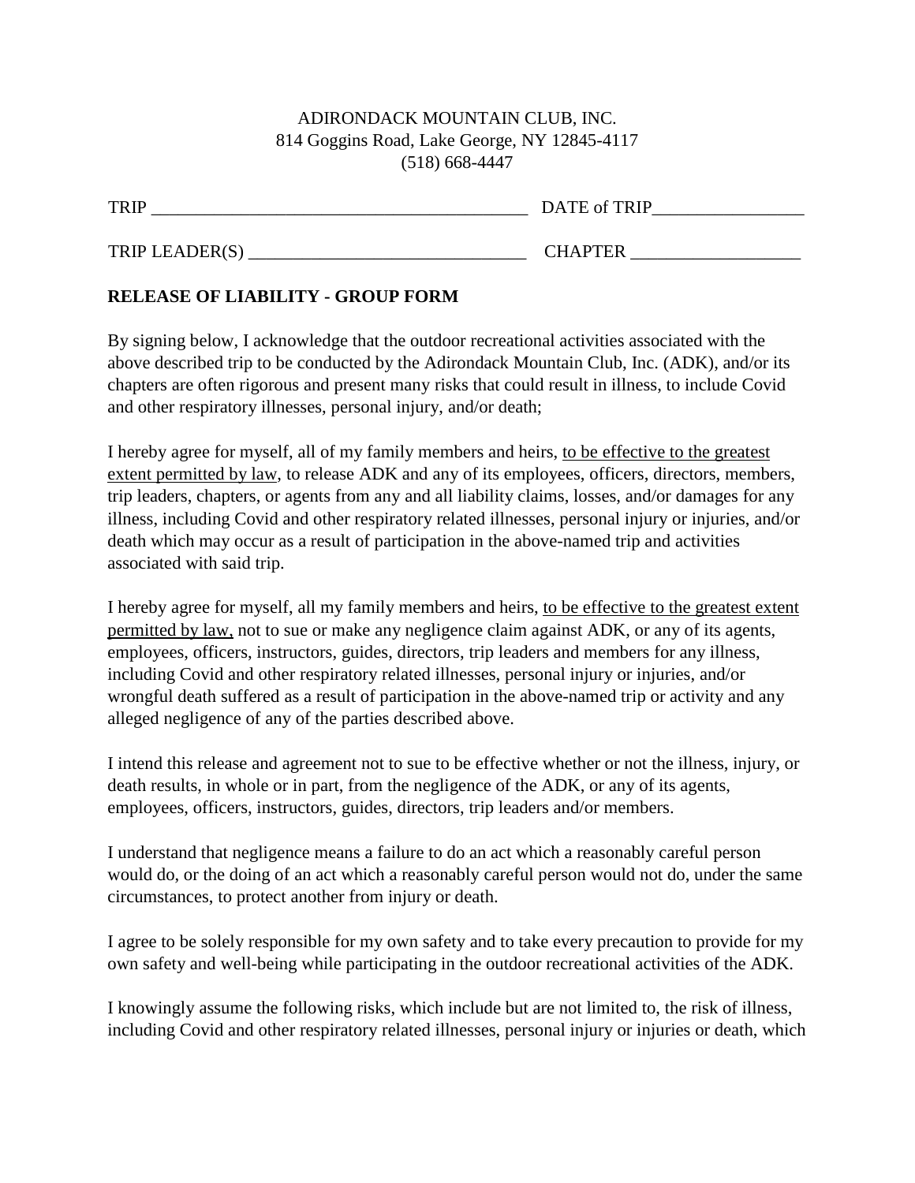ADIRONDACK MOUNTAIN CLUB, INC.
814 Goggins Road, Lake George, NY 12845-4117
(518) 668-4447

TRIP ___________________________________________ DATE of TRIP_________________

TRIP LEADER(S) _______________________________ CHAPTER ___________________

**RELEASE OF LIABILITY - GROUP FORM**

By signing below, I acknowledge that the outdoor recreational activities associated with the above described trip to be conducted by the Adirondack Mountain Club, Inc. (ADK), and/or its chapters are often rigorous and present many risks that could result in illness, to include Covid and other respiratory illnesses, personal injury, and/or death;

I hereby agree for myself, all of my family members and heirs, <u>to be effective to the greatest extent permitted by law</u>, to release ADK and any of its employees, officers, directors, members, trip leaders, chapters, or agents from any and all liability claims, losses, and/or damages for any illness, including Covid and other respiratory related illnesses, personal injury or injuries, and/or death which may occur as a result of participation in the above-named trip and activities associated with said trip.

I hereby agree for myself, all my family members and heirs, <u>to be effective to the greatest extent permitted by law,</u> not to sue or make any negligence claim against ADK, or any of its agents, employees, officers, instructors, guides, directors, trip leaders and members for any illness, including Covid and other respiratory related illnesses, personal injury or injuries, and/or wrongful death suffered as a result of participation in the above-named trip or activity and any alleged negligence of any of the parties described above.

I intend this release and agreement not to sue to be effective whether or not the illness, injury, or death results, in whole or in part, from the negligence of the ADK, or any of its agents, employees, officers, instructors, guides, directors, trip leaders and/or members.

I understand that negligence means a failure to do an act which a reasonably careful person would do, or the doing of an act which a reasonably careful person would not do, under the same circumstances, to protect another from injury or death.

I agree to be solely responsible for my own safety and to take every precaution to provide for my own safety and well-being while participating in the outdoor recreational activities of the ADK.

I knowingly assume the following risks, which include but are not limited to, the risk of illness, including Covid and other respiratory related illnesses, personal injury or injuries or death, which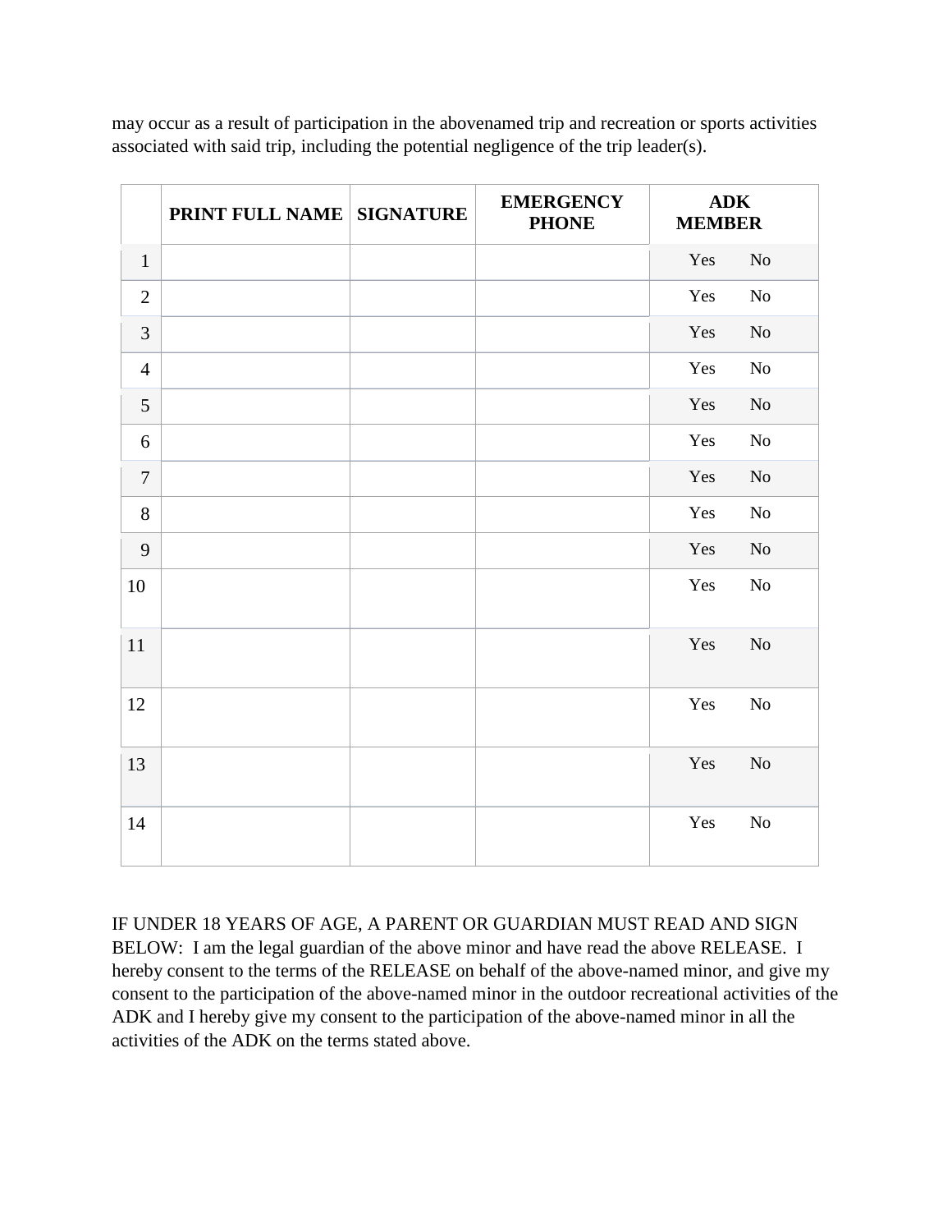may occur as a result of participation in the abovenamed trip and recreation or sports activities associated with said trip, including the potential negligence of the trip leader(s).

| | PRINT FULL NAME | SIGNATURE | EMERGENCY PHONE | ADK MEMBER |
|---|---|---|---|---|
| 1 | | | | Yes No |
| 2 | | | | Yes No |
| 3 | | | | Yes No |
| 4 | | | | Yes No |
| 5 | | | | Yes No |
| 6 | | | | Yes No |
| 7 | | | | Yes No |
| 8 | | | | Yes No |
| 9 | | | | Yes No |
| 10 | | | | Yes No |
| 11 | | | | Yes No |
| 12 | | | | Yes No |
| 13 | | | | Yes No |
| 14 | | | | Yes No |

IF UNDER 18 YEARS OF AGE, A PARENT OR GUARDIAN MUST READ AND SIGN BELOW: I am the legal guardian of the above minor and have read the above RELEASE. I hereby consent to the terms of the RELEASE on behalf of the above-named minor, and give my consent to the participation of the above-named minor in the outdoor recreational activities of the ADK and I hereby give my consent to the participation of the above-named minor in all the activities of the ADK on the terms stated above.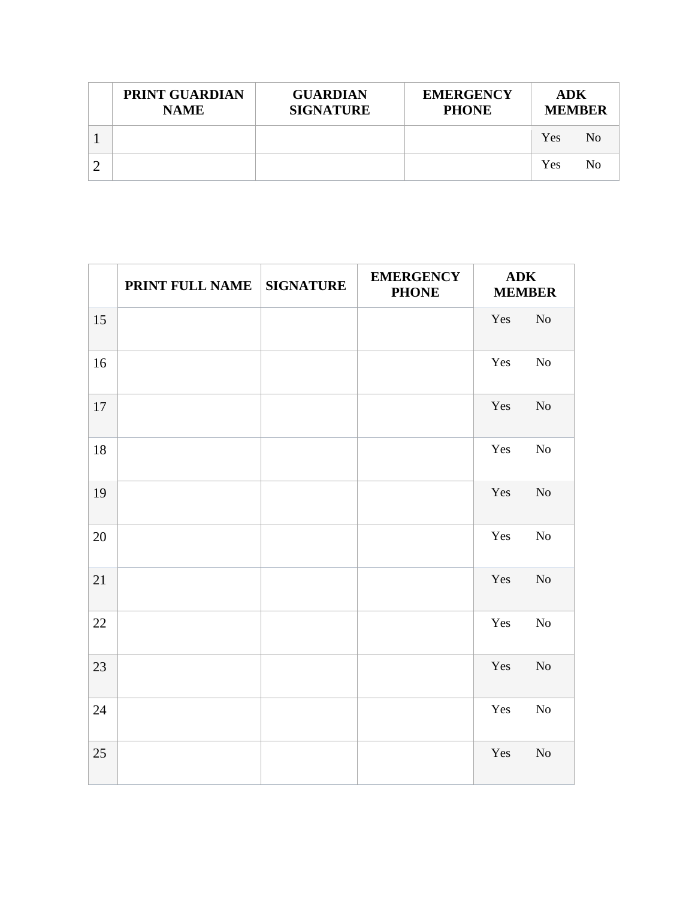| | PRINT GUARDIAN NAME | GUARDIAN SIGNATURE | EMERGENCY PHONE | ADK MEMBER |
|---|---|---|---|---|
| 1 | | | | Yes No |
| 2 | | | | Yes No |

| | PRINT FULL NAME | SIGNATURE | EMERGENCY PHONE | ADK MEMBER |
|---|---|---|---|---|
| 15 | | | | Yes No |
| 16 | | | | Yes No |
| 17 | | | | Yes No |
| 18 | | | | Yes No |
| 19 | | | | Yes No |
| 20 | | | | Yes No |
| 21 | | | | Yes No |
| 22 | | | | Yes No |
| 23 | | | | Yes No |
| 24 | | | | Yes No |
| 25 | | | | Yes No |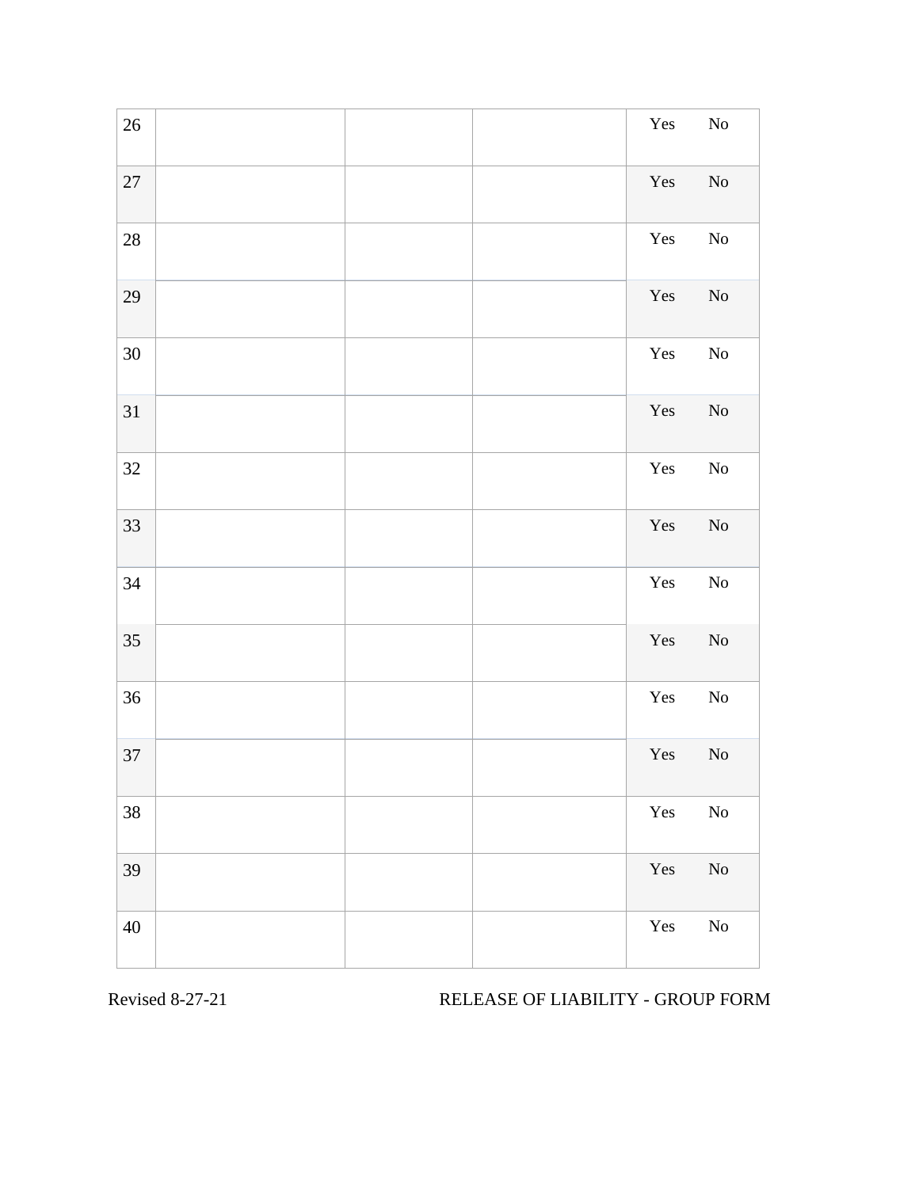| | | | | |
|---|---|---|---|---|
| 26 | | | | Yes No |
| 27 | | | | Yes No |
| 28 | | | | Yes No |
| 29 | | | | Yes No |
| 30 | | | | Yes No |
| 31 | | | | Yes No |
| 32 | | | | Yes No |
| 33 | | | | Yes No |
| 34 | | | | Yes No |
| 35 | | | | Yes No |
| 36 | | | | Yes No |
| 37 | | | | Yes No |
| 38 | | | | Yes No |
| 39 | | | | Yes No |
| 40 | | | | Yes No |